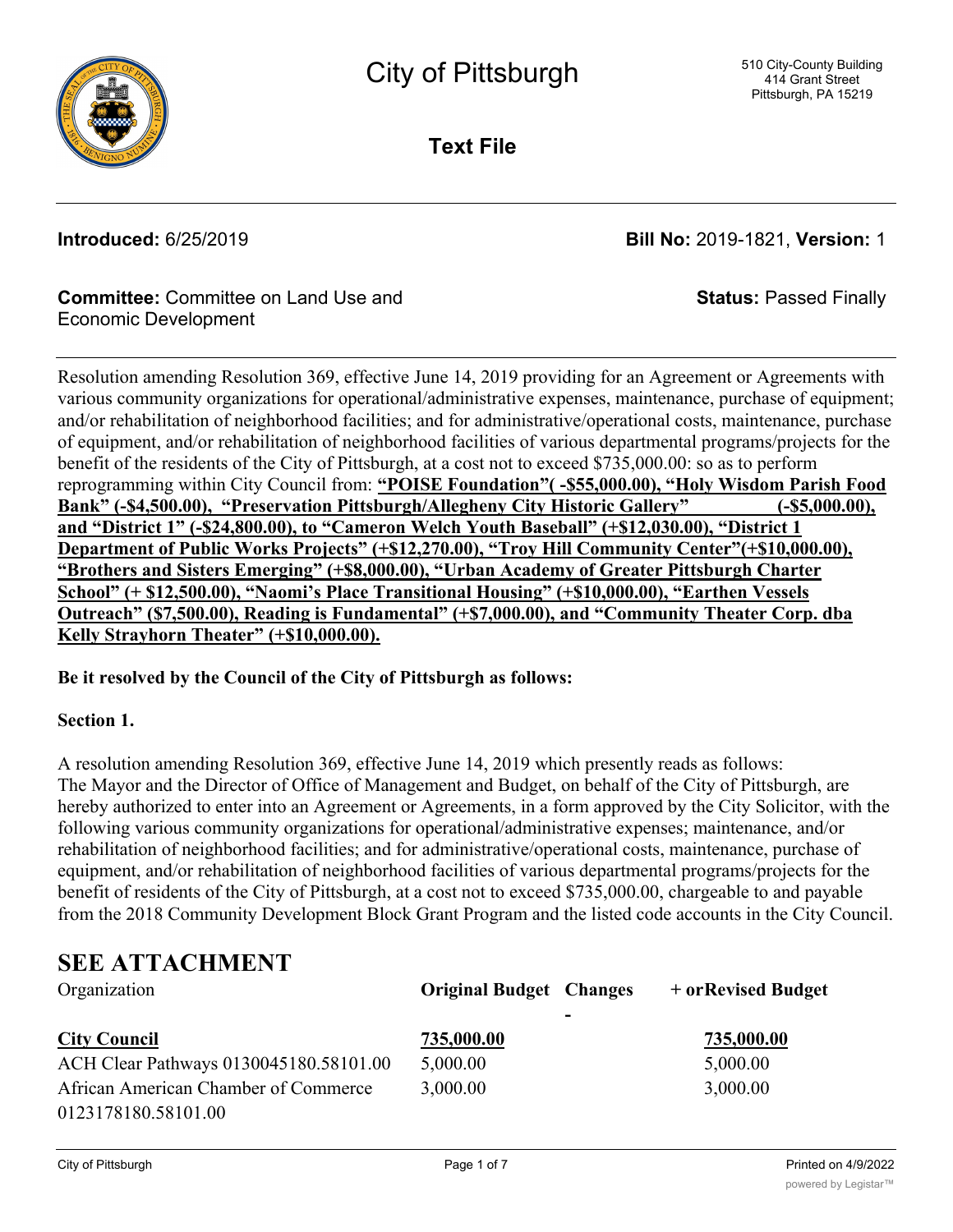City of Pittsburgh

510 City-County Building
414 Grant Street
Pittsburgh, PA 15219

**Text File**

**Introduced:** 6/25/2019 **Bill No:** 2019-1821, **Version:** 1

**Committee:** Committee on Land Use and Economic Development **Status:** Passed Finally

Resolution amending Resolution 369, effective June 14, 2019 providing for an Agreement or Agreements with various community organizations for operational/administrative expenses, maintenance, purchase of equipment; and/or rehabilitation of neighborhood facilities; and for administrative/operational costs, maintenance, purchase of equipment, and/or rehabilitation of neighborhood facilities of various departmental programs/projects for the benefit of the residents of the City of Pittsburgh, at a cost not to exceed $735,000.00: so as to perform reprogramming within City Council from: **"POISE Foundation"( -$55,000.00), "Holy Wisdom Parish Food Bank" (-$4,500.00), "Preservation Pittsburgh/Allegheny City Historic Gallery" (-$5,000.00), and "District 1" (-$24,800.00), to "Cameron Welch Youth Baseball" (+$12,030.00), "District 1 Department of Public Works Projects" (+$12,270.00), "Troy Hill Community Center"(+$10,000.00), "Brothers and Sisters Emerging" (+$8,000.00), "Urban Academy of Greater Pittsburgh Charter School" (+ $12,500.00), "Naomi's Place Transitional Housing" (+$10,000.00), "Earthen Vessels Outreach" ($7,500.00), Reading is Fundamental" (+$7,000.00), and "Community Theater Corp. dba Kelly Strayhorn Theater" (+$10,000.00).**

**Be it resolved by the Council of the City of Pittsburgh as follows:**

**Section 1.**

A resolution amending Resolution 369, effective June 14, 2019 which presently reads as follows:
The Mayor and the Director of Office of Management and Budget, on behalf of the City of Pittsburgh, are hereby authorized to enter into an Agreement or Agreements, in a form approved by the City Solicitor, with the following various community organizations for operational/administrative expenses; maintenance, and/or rehabilitation of neighborhood facilities; and for administrative/operational costs, maintenance, purchase of equipment, and/or rehabilitation of neighborhood facilities of various departmental programs/projects for the benefit of residents of the City of Pittsburgh, at a cost not to exceed $735,000.00, chargeable to and payable from the 2018 Community Development Block Grant Program and the listed code accounts in the City Council.

## SEE ATTACHMENT

| Organization | Original Budget | Changes + or - | Revised Budget |
|---|---|---|---|
| **City Council** | **735,000.00** | | **735,000.00** |
| ACH Clear Pathways 0130045180.58101.00 | 5,000.00 | | 5,000.00 |
| African American Chamber of Commerce 0123178180.58101.00 | 3,000.00 | | 3,000.00 |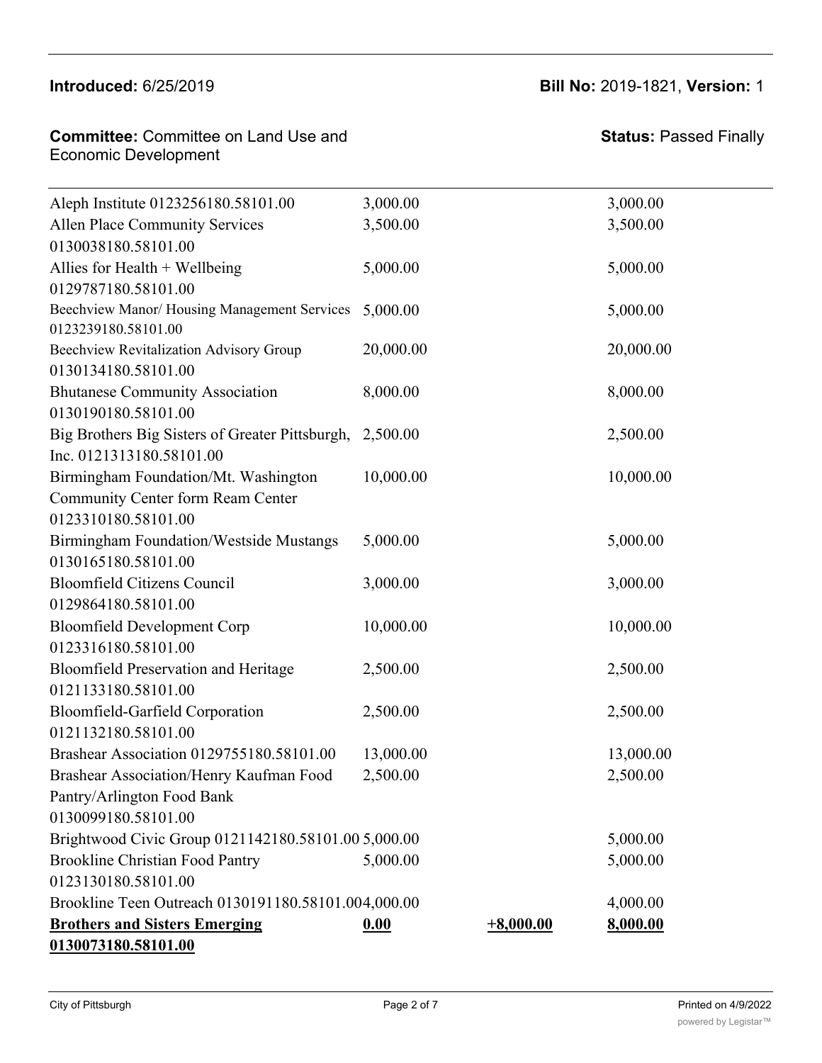**Introduced:** 6/25/2019

**Bill No:** 2019-1821, **Version:** 1

**Committee:** Committee on Land Use and Economic Development

**Status:** Passed Finally

| | | | |
|---|---|---|---|
| Aleph Institute 0123256180.58101.00 | 3,000.00 | | 3,000.00 |
| Allen Place Community Services 0130038180.58101.00 | 3,500.00 | | 3,500.00 |
| Allies for Health + Wellbeing 0129787180.58101.00 | 5,000.00 | | 5,000.00 |
| Beechview Manor/ Housing Management Services 0123239180.58101.00 | 5,000.00 | | 5,000.00 |
| Beechview Revitalization Advisory Group 0130134180.58101.00 | 20,000.00 | | 20,000.00 |
| Bhutanese Community Association 0130190180.58101.00 | 8,000.00 | | 8,000.00 |
| Big Brothers Big Sisters of Greater Pittsburgh, Inc. 0121313180.58101.00 | 2,500.00 | | 2,500.00 |
| Birmingham Foundation/Mt. Washington Community Center form Ream Center 0123310180.58101.00 | 10,000.00 | | 10,000.00 |
| Birmingham Foundation/Westside Mustangs 0130165180.58101.00 | 5,000.00 | | 5,000.00 |
| Bloomfield Citizens Council 0129864180.58101.00 | 3,000.00 | | 3,000.00 |
| Bloomfield Development Corp 0123316180.58101.00 | 10,000.00 | | 10,000.00 |
| Bloomfield Preservation and Heritage 0121133180.58101.00 | 2,500.00 | | 2,500.00 |
| Bloomfield-Garfield Corporation 0121132180.58101.00 | 2,500.00 | | 2,500.00 |
| Brashear Association 0129755180.58101.00 | 13,000.00 | | 13,000.00 |
| Brashear Association/Henry Kaufman Food Pantry/Arlington Food Bank 0130099180.58101.00 | 2,500.00 | | 2,500.00 |
| Brightwood Civic Group 0121142180.58101.00 | 5,000.00 | | 5,000.00 |
| Brookline Christian Food Pantry 0123130180.58101.00 | 5,000.00 | | 5,000.00 |
| Brookline Teen Outreach 0130191180.58101.00 | 4,000.00 | | 4,000.00 |
| **Brothers and Sisters Emerging 0130073180.58101.00** | **0.00** | **+8,000.00** | **8,000.00** |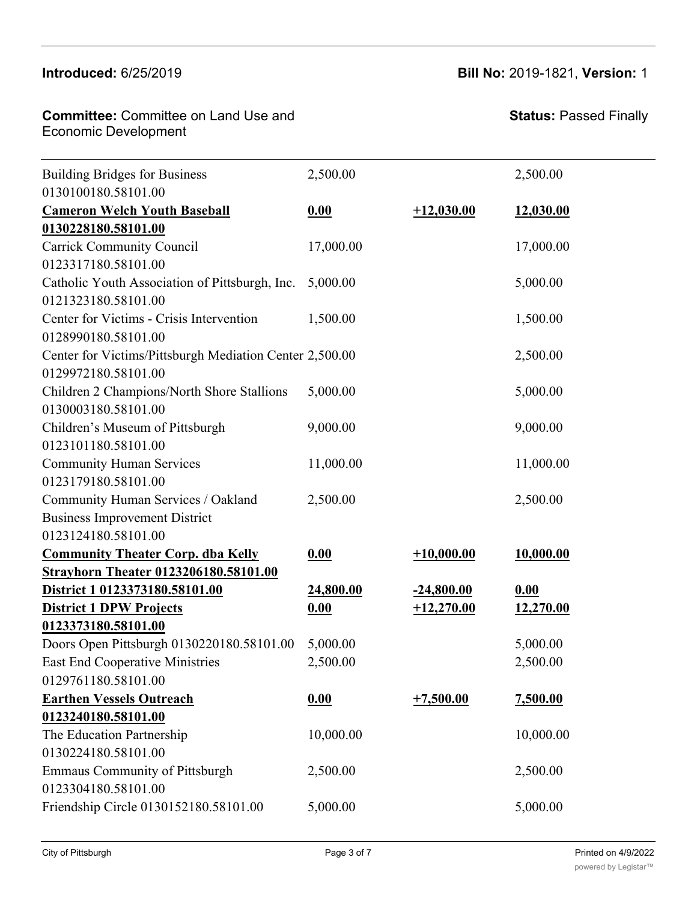**Introduced:** 6/25/2019 **Bill No:** 2019-1821, **Version:** 1

**Committee:** Committee on Land Use and Economic Development **Status:** Passed Finally

| | | | |
|---|---|---|---|
| Building Bridges for Business 0130100180.58101.00 | 2,500.00 | | 2,500.00 |
| **Cameron Welch Youth Baseball 0130228180.58101.00** | **0.00** | **+12,030.00** | **12,030.00** |
| Carrick Community Council 0123317180.58101.00 | 17,000.00 | | 17,000.00 |
| Catholic Youth Association of Pittsburgh, Inc. 0121323180.58101.00 | 5,000.00 | | 5,000.00 |
| Center for Victims - Crisis Intervention 0128990180.58101.00 | 1,500.00 | | 1,500.00 |
| Center for Victims/Pittsburgh Mediation Center 0129972180.58101.00 | 2,500.00 | | 2,500.00 |
| Children 2 Champions/North Shore Stallions 0130003180.58101.00 | 5,000.00 | | 5,000.00 |
| Children's Museum of Pittsburgh 0123101180.58101.00 | 9,000.00 | | 9,000.00 |
| Community Human Services 0123179180.58101.00 | 11,000.00 | | 11,000.00 |
| Community Human Services / Oakland Business Improvement District 0123124180.58101.00 | 2,500.00 | | 2,500.00 |
| **Community Theater Corp. dba Kelly Strayhorn Theater 0123206180.58101.00** | **0.00** | **+10,000.00** | **10,000.00** |
| **District 1 0123373180.58101.00** | **24,800.00** | **-24,800.00** | **0.00** |
| **District 1 DPW Projects 0123373180.58101.00** | **0.00** | **+12,270.00** | **12,270.00** |
| Doors Open Pittsburgh 0130220180.58101.00 | 5,000.00 | | 5,000.00 |
| East End Cooperative Ministries 0129761180.58101.00 | 2,500.00 | | 2,500.00 |
| **Earthen Vessels Outreach 0123240180.58101.00** | **0.00** | **+7,500.00** | **7,500.00** |
| The Education Partnership 0130224180.58101.00 | 10,000.00 | | 10,000.00 |
| Emmaus Community of Pittsburgh 0123304180.58101.00 | 2,500.00 | | 2,500.00 |
| Friendship Circle 0130152180.58101.00 | 5,000.00 | | 5,000.00 |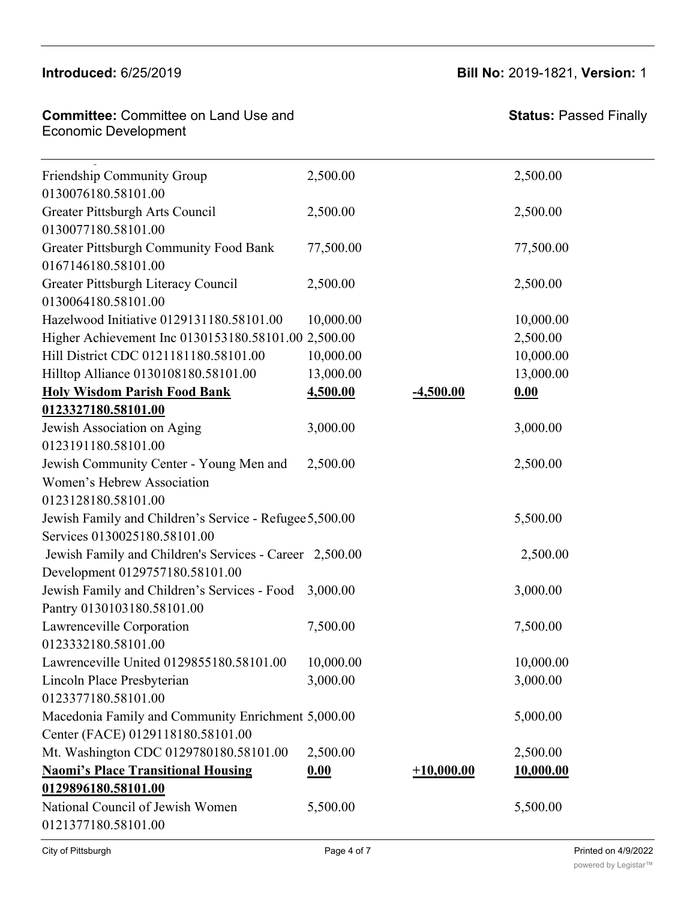| | | | |
|---|---|---|---|
| Friendship Community Group 0130076180.58101.00 | 2,500.00 | | 2,500.00 |
| Greater Pittsburgh Arts Council 0130077180.58101.00 | 2,500.00 | | 2,500.00 |
| Greater Pittsburgh Community Food Bank 0167146180.58101.00 | 77,500.00 | | 77,500.00 |
| Greater Pittsburgh Literacy Council 0130064180.58101.00 | 2,500.00 | | 2,500.00 |
| Hazelwood Initiative 0129131180.58101.00 | 10,000.00 | | 10,000.00 |
| Higher Achievement Inc 0130153180.58101.00 | 2,500.00 | | 2,500.00 |
| Hill District CDC 0121181180.58101.00 | 10,000.00 | | 10,000.00 |
| Hilltop Alliance 0130108180.58101.00 | 13,000.00 | | 13,000.00 |
| **Holy Wisdom Parish Food Bank 0123327180.58101.00** | **4,500.00** | **-4,500.00** | **0.00** |
| Jewish Association on Aging 0123191180.58101.00 | 3,000.00 | | 3,000.00 |
| Jewish Community Center - Young Men and Women's Hebrew Association 0123128180.58101.00 | 2,500.00 | | 2,500.00 |
| Jewish Family and Children's Service - Refugee Services 0130025180.58101.00 | 5,500.00 | | 5,500.00 |
| Jewish Family and Children's Services - Career Development 0129757180.58101.00 | 2,500.00 | | 2,500.00 |
| Jewish Family and Children's Services - Food Pantry 0130103180.58101.00 | 3,000.00 | | 3,000.00 |
| Lawrenceville Corporation 0123332180.58101.00 | 7,500.00 | | 7,500.00 |
| Lawrenceville United 0129855180.58101.00 | 10,000.00 | | 10,000.00 |
| Lincoln Place Presbyterian 0123377180.58101.00 | 3,000.00 | | 3,000.00 |
| Macedonia Family and Community Enrichment Center (FACE) 0129118180.58101.00 | 5,000.00 | | 5,000.00 |
| Mt. Washington CDC 0129780180.58101.00 | 2,500.00 | | 2,500.00 |
| **Naomi's Place Transitional Housing 0129896180.58101.00** | **0.00** | **+10,000.00** | **10,000.00** |
| National Council of Jewish Women 0121377180.58101.00 | 5,500.00 | | 5,500.00 |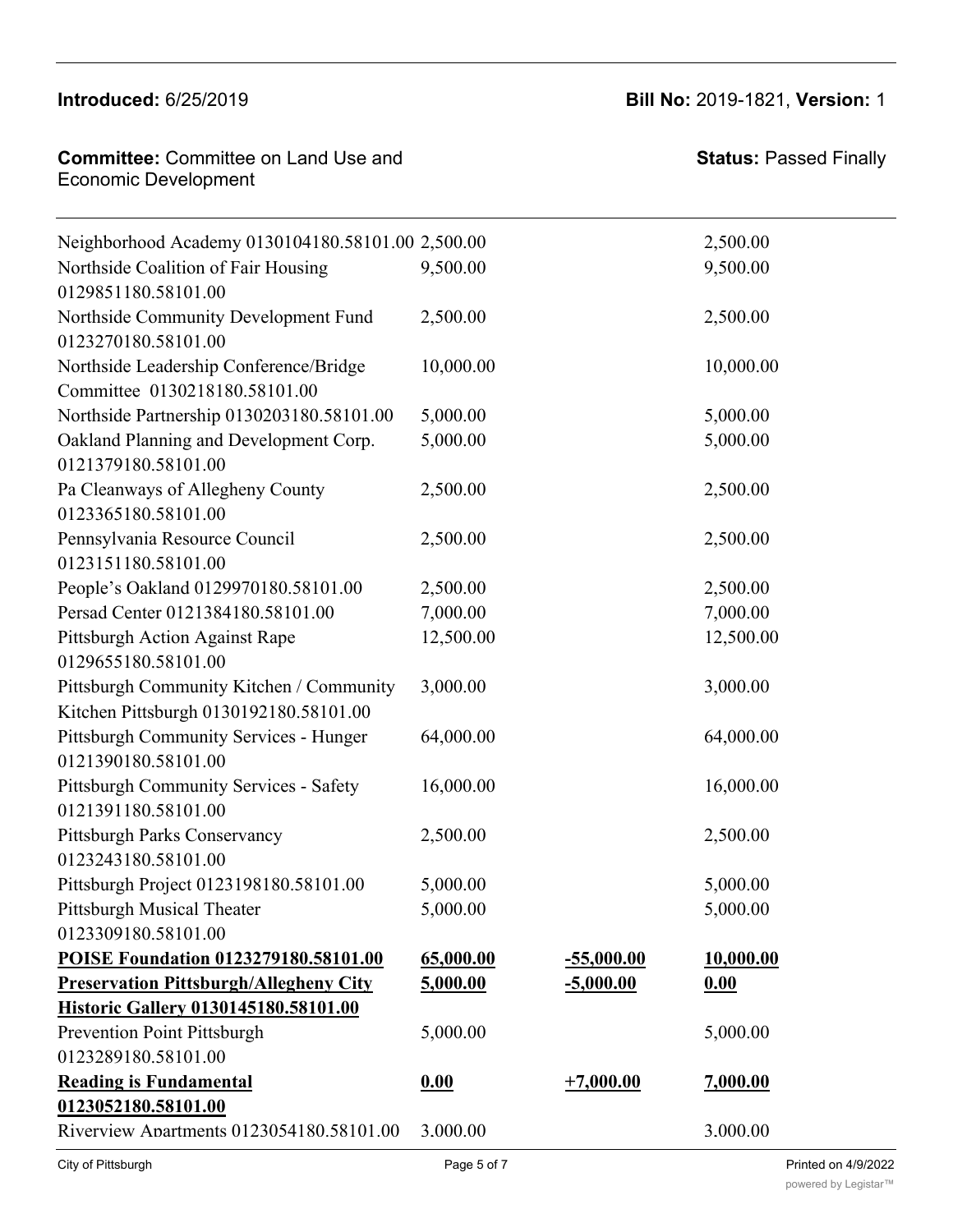| | | | |
|---|---|---|---|
| Neighborhood Academy 0130104180.58101.00 | 2,500.00 | | 2,500.00 |
| Northside Coalition of Fair Housing 0129851180.58101.00 | 9,500.00 | | 9,500.00 |
| Northside Community Development Fund 0123270180.58101.00 | 2,500.00 | | 2,500.00 |
| Northside Leadership Conference/Bridge Committee 0130218180.58101.00 | 10,000.00 | | 10,000.00 |
| Northside Partnership 0130203180.58101.00 | 5,000.00 | | 5,000.00 |
| Oakland Planning and Development Corp. 0121379180.58101.00 | 5,000.00 | | 5,000.00 |
| Pa Cleanways of Allegheny County 0123365180.58101.00 | 2,500.00 | | 2,500.00 |
| Pennsylvania Resource Council 0123151180.58101.00 | 2,500.00 | | 2,500.00 |
| People's Oakland 0129970180.58101.00 | 2,500.00 | | 2,500.00 |
| Persad Center 0121384180.58101.00 | 7,000.00 | | 7,000.00 |
| Pittsburgh Action Against Rape 0129655180.58101.00 | 12,500.00 | | 12,500.00 |
| Pittsburgh Community Kitchen / Community Kitchen Pittsburgh 0130192180.58101.00 | 3,000.00 | | 3,000.00 |
| Pittsburgh Community Services - Hunger 0121390180.58101.00 | 64,000.00 | | 64,000.00 |
| Pittsburgh Community Services - Safety 0121391180.58101.00 | 16,000.00 | | 16,000.00 |
| Pittsburgh Parks Conservancy 0123243180.58101.00 | 2,500.00 | | 2,500.00 |
| Pittsburgh Project 0123198180.58101.00 | 5,000.00 | | 5,000.00 |
| Pittsburgh Musical Theater 0123309180.58101.00 | 5,000.00 | | 5,000.00 |
| **POISE Foundation 0123279180.58101.00** | **65,000.00** | **-55,000.00** | **10,000.00** |
| **Preservation Pittsburgh/Allegheny City Historic Gallery 0130145180.58101.00** | **5,000.00** | **-5,000.00** | **0.00** |
| Prevention Point Pittsburgh 0123289180.58101.00 | 5,000.00 | | 5,000.00 |
| **Reading is Fundamental 0123052180.58101.00** | **0.00** | **+7,000.00** | **7,000.00** |
| Riverview Apartments 0123054180.58101.00 | 3,000.00 | | 3,000.00 |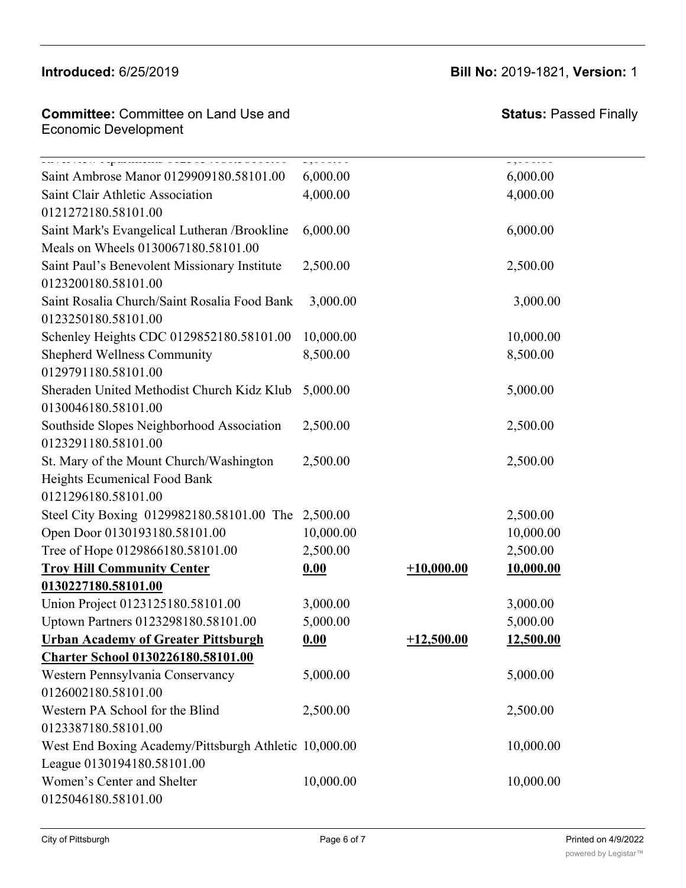| | | | |
|---|---|---|---|
| Saint Ambrose Manor 0129909180.58101.00 | 6,000.00 | | 6,000.00 |
| Saint Clair Athletic Association 0121272180.58101.00 | 4,000.00 | | 4,000.00 |
| Saint Mark's Evangelical Lutheran /Brookline Meals on Wheels 0130067180.58101.00 | 6,000.00 | | 6,000.00 |
| Saint Paul's Benevolent Missionary Institute 0123200180.58101.00 | 2,500.00 | | 2,500.00 |
| Saint Rosalia Church/Saint Rosalia Food Bank 0123250180.58101.00 | 3,000.00 | | 3,000.00 |
| Schenley Heights CDC 0129852180.58101.00 | 10,000.00 | | 10,000.00 |
| Shepherd Wellness Community 0129791180.58101.00 | 8,500.00 | | 8,500.00 |
| Sheraden United Methodist Church Kidz Klub 0130046180.58101.00 | 5,000.00 | | 5,000.00 |
| Southside Slopes Neighborhood Association 0123291180.58101.00 | 2,500.00 | | 2,500.00 |
| St. Mary of the Mount Church/Washington Heights Ecumenical Food Bank 0121296180.58101.00 | 2,500.00 | | 2,500.00 |
| Steel City Boxing 0129982180.58101.00 | 2,500.00 | | 2,500.00 |
| The Open Door 0130193180.58101.00 | 10,000.00 | | 10,000.00 |
| Tree of Hope 0129866180.58101.00 | 2,500.00 | | 2,500.00 |
| **Troy Hill Community Center 0130227180.58101.00** | **0.00** | **+10,000.00** | **10,000.00** |
| Union Project 0123125180.58101.00 | 3,000.00 | | 3,000.00 |
| Uptown Partners 0123298180.58101.00 | 5,000.00 | | 5,000.00 |
| **Urban Academy of Greater Pittsburgh Charter School 0130226180.58101.00** | **0.00** | **+12,500.00** | **12,500.00** |
| Western Pennsylvania Conservancy 0126002180.58101.00 | 5,000.00 | | 5,000.00 |
| Western PA School for the Blind 0123387180.58101.00 | 2,500.00 | | 2,500.00 |
| West End Boxing Academy/Pittsburgh Athletic League 0130194180.58101.00 | 10,000.00 | | 10,000.00 |
| Women's Center and Shelter 0125046180.58101.00 | 10,000.00 | | 10,000.00 |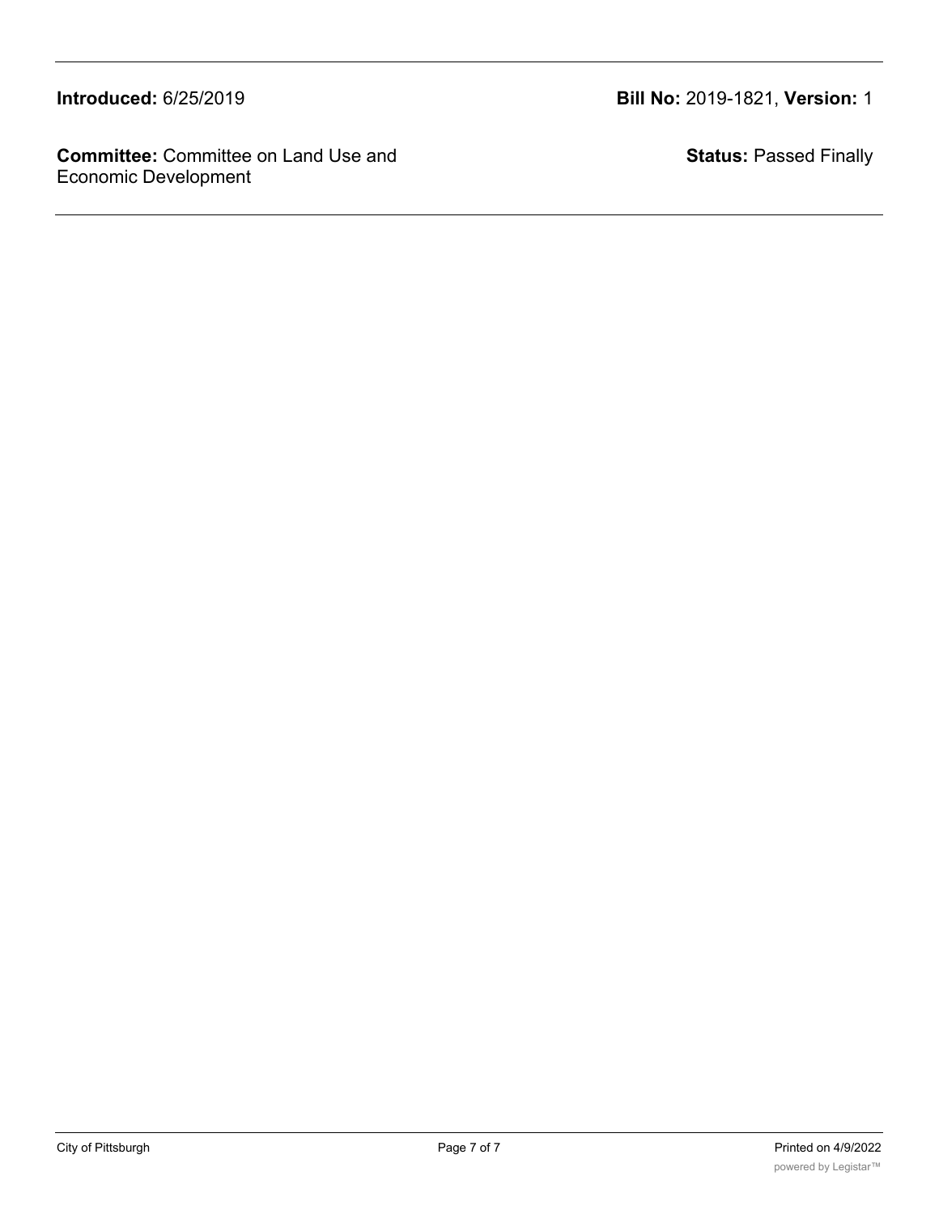**Introduced:** 6/25/2019

**Bill No:** 2019-1821, **Version:** 1

**Committee:** Committee on Land Use and Economic Development

**Status:** Passed Finally